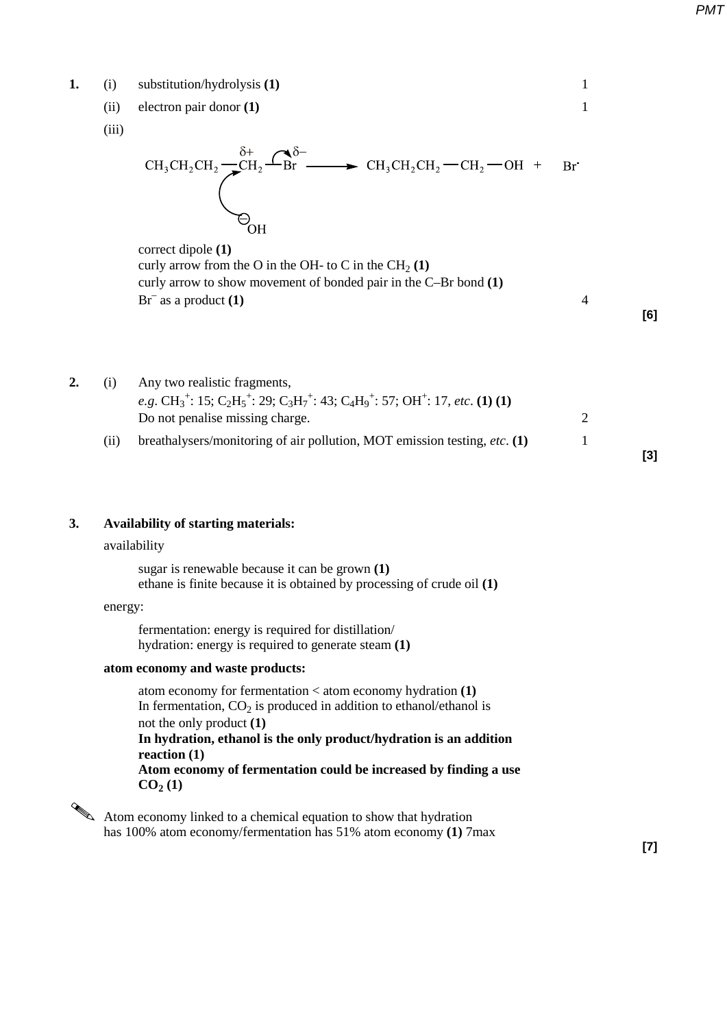**1.** (i) substitution/hydrolysis **(1)** 1

(ii) electron pair donor **(1)** 1

(iii)

$$CH_3CH_2CH_2 - \overset{\delta+}{CH_2} - \overset{\delta-}{Br} \longrightarrow CH_3CH_2CH_2 - CH_2 - OH \; + \; Br^-$$

$$^{\ominus}OH$$

correct dipole **(1)**
curly arrow from the O in the OH- to C in the $CH_2$ **(1)**
curly arrow to show movement of bonded pair in the C–Br bond **(1)**
$Br^-$ as a product **(1)** 4

**[6]**

**2.** (i) Any two realistic fragments,
*e.g.* $CH_3^+$: 15; $C_2H_5^+$: 29; $C_3H_7^+$: 43; $C_4H_9^+$: 57; $OH^+$: 17, *etc.* **(1) (1)**
Do not penalise missing charge. 2

(ii) breathalysers/monitoring of air pollution, MOT emission testing, *etc.* **(1)** 1

**[3]**

**3.** **Availability of starting materials:**

availability

sugar is renewable because it can be grown **(1)**
ethane is finite because it is obtained by processing of crude oil **(1)**

energy:

fermentation: energy is required for distillation/
hydration: energy is required to generate steam **(1)**

**atom economy and waste products:**

atom economy for fermentation < atom economy hydration **(1)**
In fermentation, $CO_2$ is produced in addition to ethanol/ethanol is not the only product **(1)**
**In hydration, ethanol is the only product/hydration is an addition reaction (1)**
**Atom economy of fermentation could be increased by finding a use $CO_2$ (1)**

✎ Atom economy linked to a chemical equation to show that hydration has 100% atom economy/fermentation has 51% atom economy **(1)** 7max

**[7]**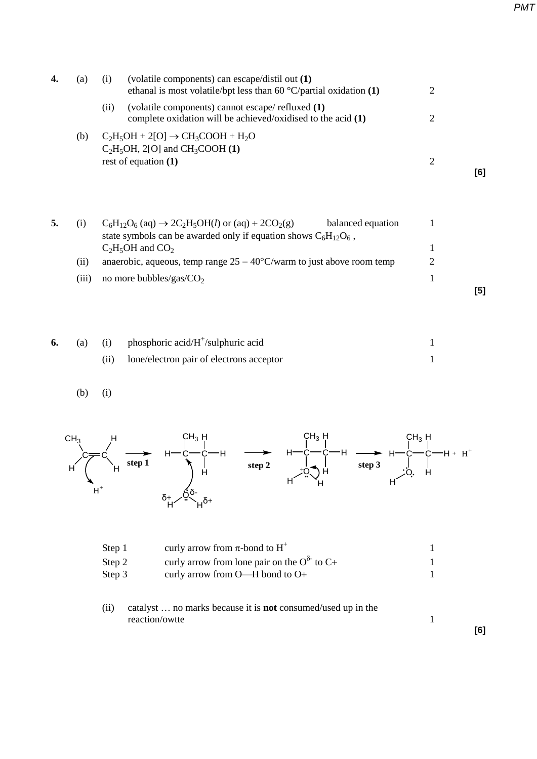**4.** (a) (i) (volatile components) can escape/distil out **(1)**
ethanal is most volatile/bpt less than 60 °C/partial oxidation **(1)** — 2

(ii) (volatile components) cannot escape/ refluxed **(1)**
complete oxidation will be achieved/oxidised to the acid **(1)** — 2

(b) $C_2H_5OH + 2[O] \rightarrow CH_3COOH + H_2O$
$C_2H_5OH$, 2[O] and $CH_3COOH$ **(1)**
rest of equation **(1)** — 2

**[6]**

**5.** (i) $C_6H_{12}O_6\,(aq) \rightarrow 2C_2H_5OH(l)$ or $(aq) + 2CO_2(g)$ — balanced equation — 1
state symbols can be awarded only if equation shows $C_6H_{12}O_6$, $C_2H_5OH$ and $CO_2$ — 1

(ii) anaerobic, aqueous, temp range 25 – 40°C/warm to just above room temp — 2

(iii) no more bubbles/gas/$CO_2$ — 1

**[5]**

**6.** (a) (i) phosphoric acid/$H^+$/sulphuric acid — 1

(ii) lone/electron pair of electrons acceptor — 1

(b) (i)

Step 1 — curly arrow from π-bond to $H^+$ — 1
Step 2 — curly arrow from lone pair on the $O^{\delta-}$ to C+ — 1
Step 3 — curly arrow from O—H bond to O+ — 1

(ii) catalyst … no marks because it is **not** consumed/used up in the reaction/owtte — 1

**[6]**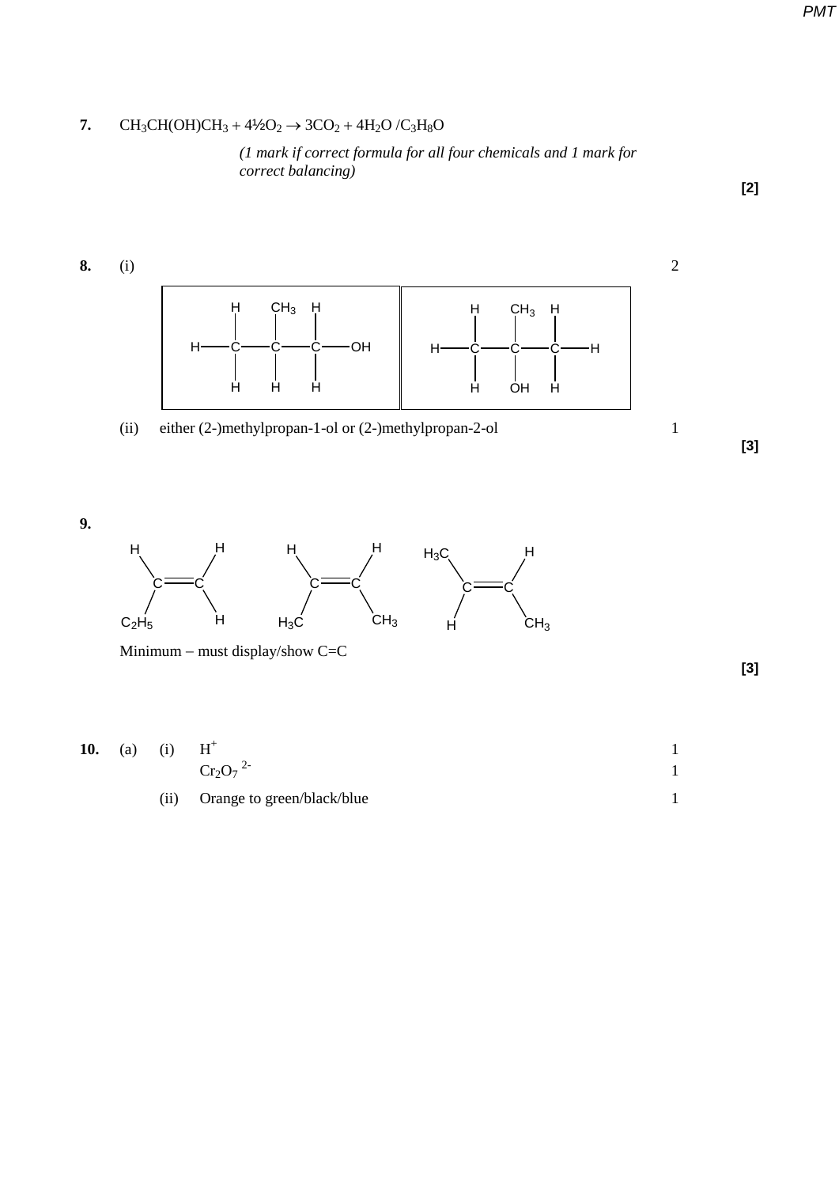**7.** $CH_3CH(OH)CH_3 + 4½O_2 \rightarrow 3CO_2 + 4H_2O$ /$C_3H_8O$

*(1 mark if correct formula for all four chemicals and 1 mark for correct balancing)*

**[2]**

**8.** (i) 2

| H CH₃ H: H—C—C—C—OH with H H H below | H CH₃ H: H—C—C—C—H with H OH H below |
|---|---|

(ii) either (2-)methylpropan-1-ol or (2-)methylpropan-2-ol 1

**[3]**

**9.**

$H_2C{=}CH{-}C_2H_5$ (H, H / C=C / $C_2H_5$, H); cis: H, H / C=C / $H_3C$, $CH_3$; trans: $H_3C$, H / C=C / H, $CH_3$

Minimum – must display/show C=C

**[3]**

**10.** (a) (i) $H^+$ 1

$Cr_2O_7^{\ 2-}$ 1

(ii) Orange to green/black/blue 1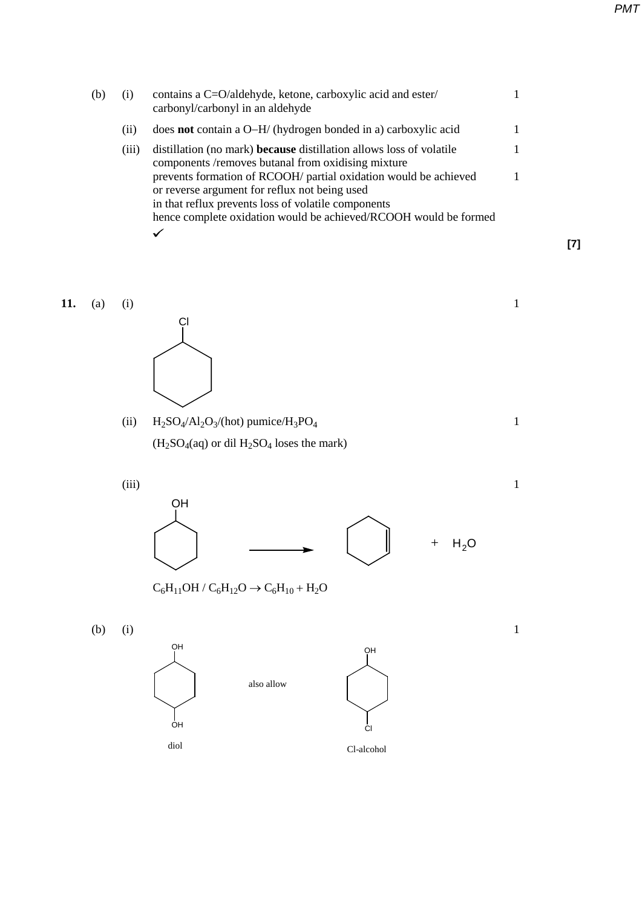(b) (i) contains a C=O/aldehyde, ketone, carboxylic acid and ester/ carbonyl/carbonyl in an aldehyde — 1

(ii) does **not** contain a O–H/ (hydrogen bonded in a) carboxylic acid — 1

(iii) distillation (no mark) **because** distillation allows loss of volatile components /removes butanal from oxidising mixture — 1

prevents formation of RCOOH/ partial oxidation would be achieved — 1

or reverse argument for reflux not being used

in that reflux prevents loss of volatile components

hence complete oxidation would be achieved/RCOOH would be formed

✓

**[7]**

**11.** (a) (i) — 1

Cl

(ii) $H_2SO_4$/$Al_2O_3$/(hot) pumice/$H_3PO_4$ — 1

($H_2SO_4$(aq) or dil $H_2SO_4$ loses the mark)

(iii) — 1

OH → + $H_2O$

$C_6H_{11}OH$ / $C_6H_{12}O \rightarrow C_6H_{10} + H_2O$

(b) (i) — 1

OH, OH — also allow — OH, Cl

diol — Cl-alcohol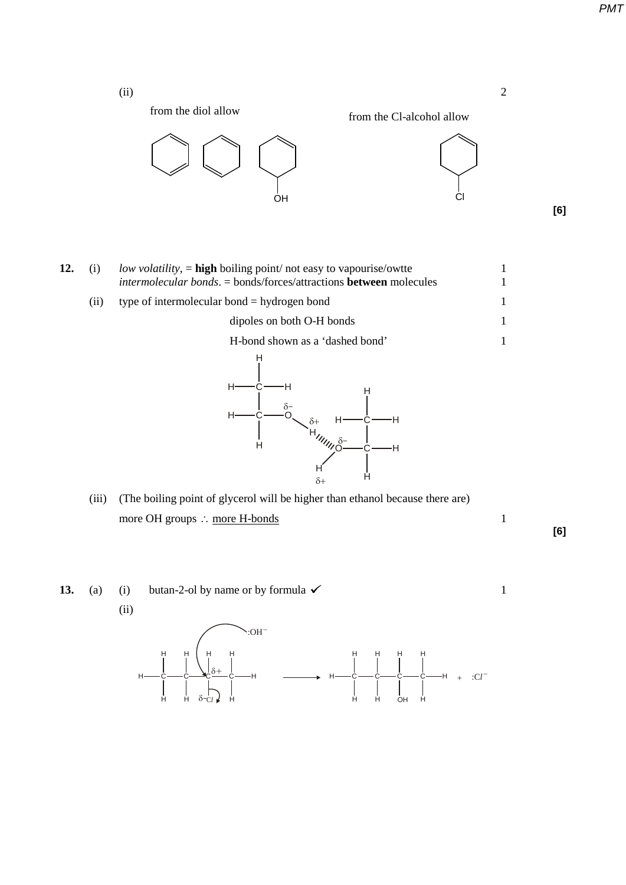(ii) 2

from the diol allow

from the Cl-alcohol allow

OH

Cl

**[6]**

**12.** (i) *low volatility*, = **high** boiling point/ not easy to vapourise/owtte 1

*intermolecular bonds*. = bonds/forces/attractions **between** molecules 1

(ii) type of intermolecular bond = hydrogen bond 1

dipoles on both O-H bonds 1

H-bond shown as a 'dashed bond' 1

(iii) (The boiling point of glycerol will be higher than ethanol because there are) more OH groups ∴ more H-bonds 1

**[6]**

**13.** (a) (i) butan-2-ol by name or by formula ✓ 1

(ii)

$:OH^-$

$\delta+$

$\delta-Cl$

$+ \; :Cl^-$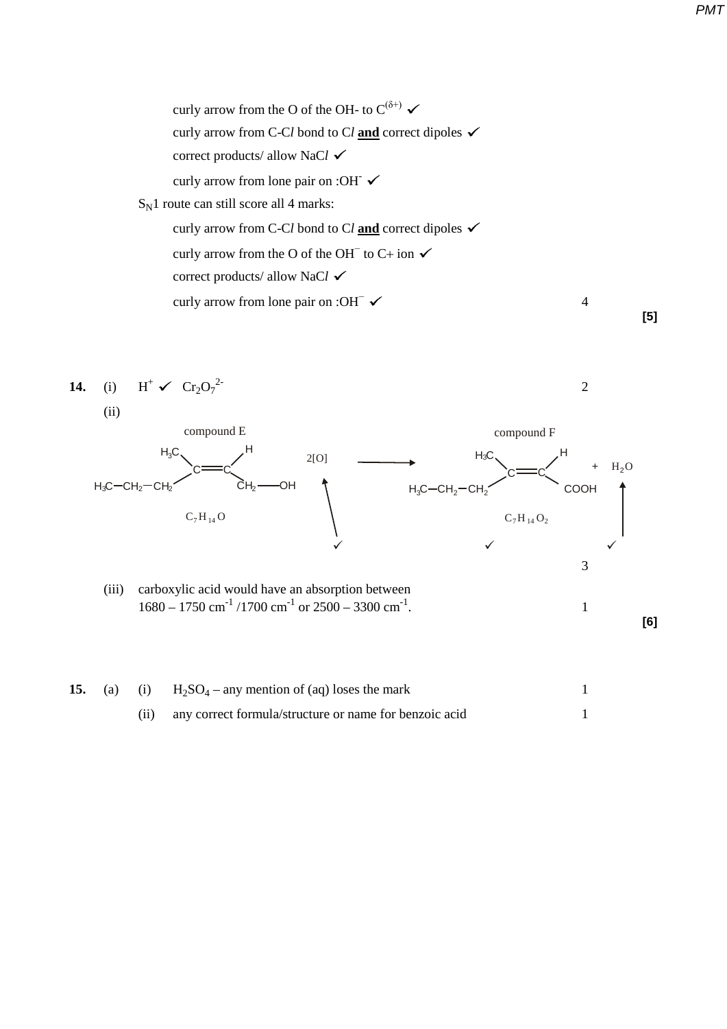curly arrow from the O of the OH- to $C^{(\delta+)}$ ✓

curly arrow from C-C*l* bond to C*l* **and** correct dipoles ✓

correct products/ allow NaC*l* ✓

curly arrow from lone pair on $:OH^-$ ✓

$S_N1$ route can still score all 4 marks:

curly arrow from C-C*l* bond to C*l* **and** correct dipoles ✓

curly arrow from the O of the $OH^-$ to C+ ion ✓

correct products/ allow NaC*l* ✓

curly arrow from lone pair on $:OH^-$ ✓ — 4

**[5]**

**14.** (i) $H^+$ ✓ $Cr_2O_7^{2-}$ — 2

(ii)

compound E: $H_3C-CH_2-CH_2(CH_3)C=CH-CH_2-OH$, $C_7H_{14}O$ ✓

+ 2[O] ✓ →

compound F: $H_3C-CH_2-CH_2(CH_3)C=CH-COOH$, $C_7H_{14}O_2$ ✓ + $H_2O$ ✓

3

(iii) carboxylic acid would have an absorption between $1680 - 1750\ cm^{-1}$ / $1700\ cm^{-1}$ or $2500 - 3300\ cm^{-1}$. — 1

**[6]**

**15.** (a) (i) $H_2SO_4$ – any mention of (aq) loses the mark — 1

(ii) any correct formula/structure or name for benzoic acid — 1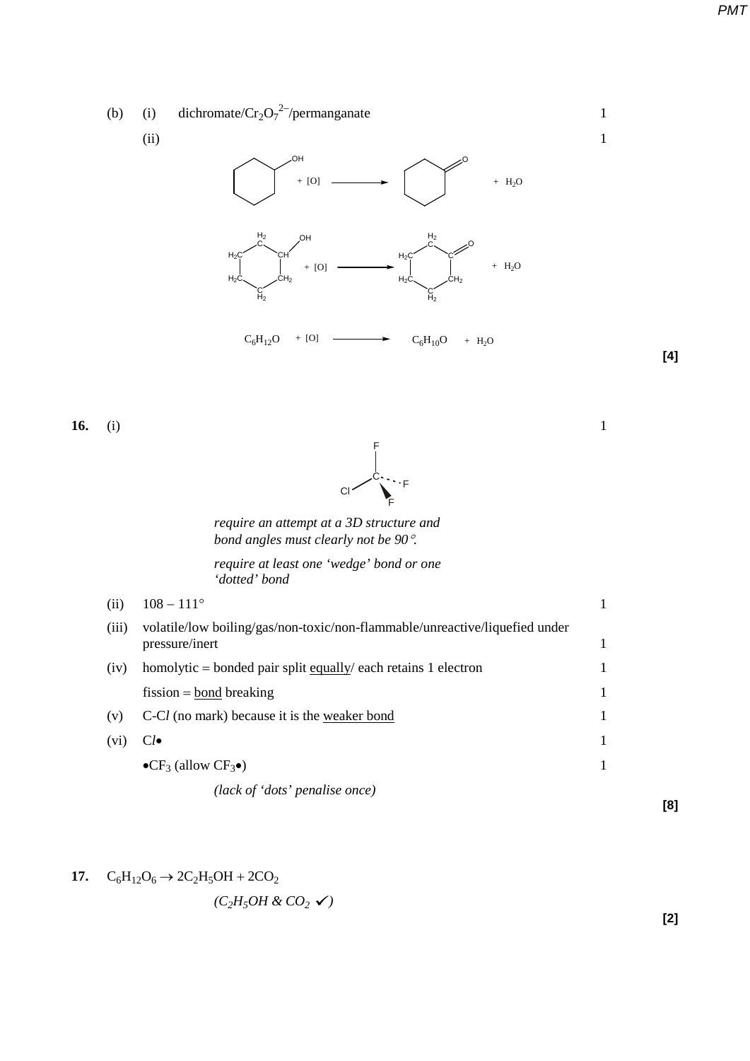(b) (i) dichromate/$Cr_2O_7^{2-}$/permanganate 1

(ii) 1

$$\text{cyclohexanol} + [O] \longrightarrow \text{cyclohexanone} + H_2O$$

$$C_6H_{12}O + [O] \longrightarrow C_6H_{10}O + H_2O$$

**[4]**

**16.** (i) 1

*require an attempt at a 3D structure and bond angles must clearly not be 90°.*

*require at least one 'wedge' bond or one 'dotted' bond*

(ii) 108 – 111° 1

(iii) volatile/low boiling/gas/non-toxic/non-flammable/unreactive/liquefied under pressure/inert 1

(iv) homolytic = bonded pair split <u>equally</u>/ each retains 1 electron 1

fission = <u>bond</u> breaking 1

(v) C-C*l* (no mark) because it is the <u>weaker bond</u> 1

(vi) C*l*• 1

$\bullet CF_3$ (allow $CF_3\bullet$) 1

*(lack of 'dots' penalise once)*

**[8]**

**17.** $C_6H_{12}O_6 \rightarrow 2C_2H_5OH + 2CO_2$

*($C_2H_5OH$ & $CO_2$ ✓)*

**[2]**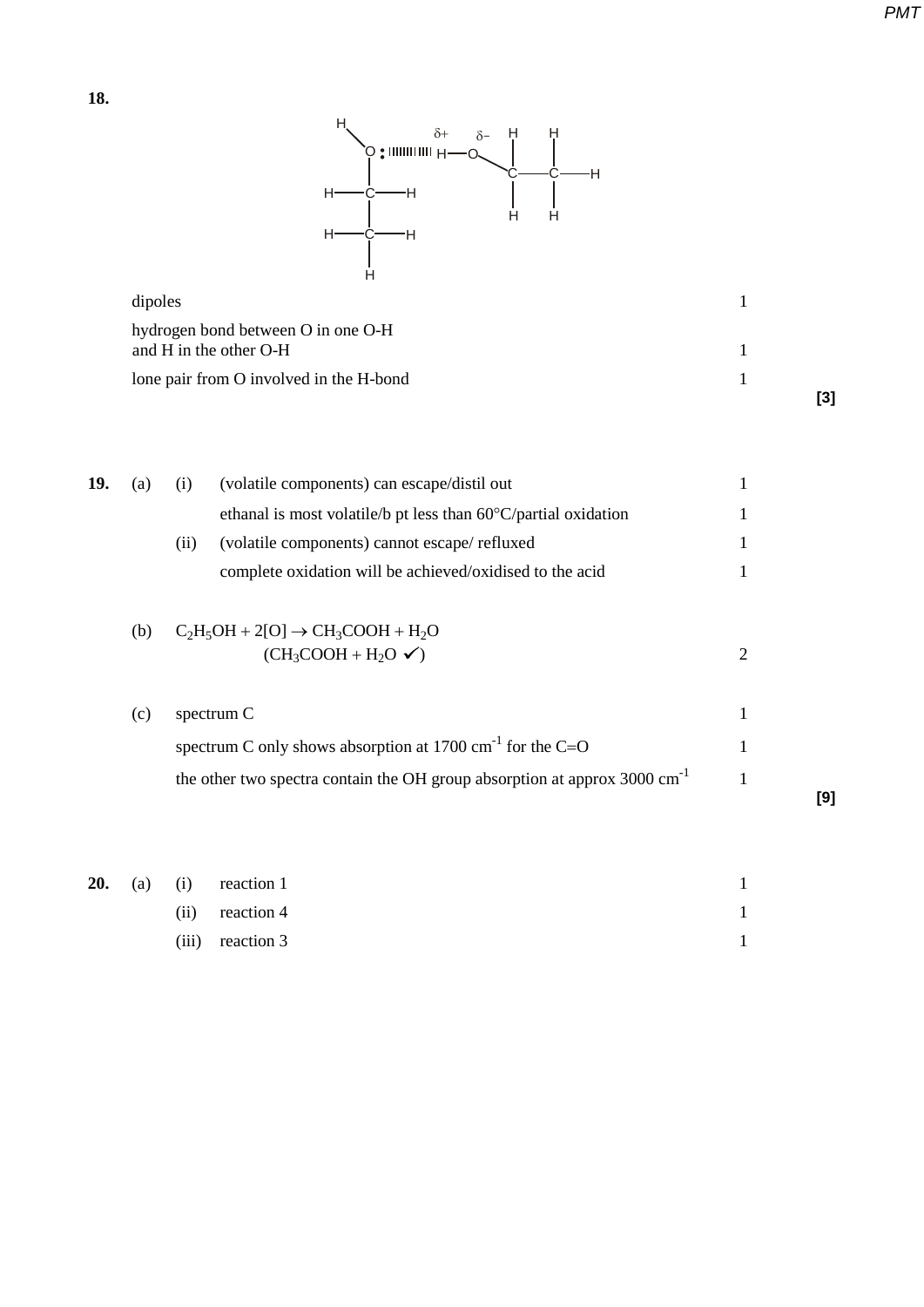**18.**

dipoles — 1

hydrogen bond between O in one O-H and H in the other O-H — 1

lone pair from O involved in the H-bond — 1

**[3]**

**19.** (a) (i) (volatile components) can escape/distil out — 1

ethanal is most volatile/b pt less than 60°C/partial oxidation — 1

(ii) (volatile components) cannot escape/ refluxed — 1

complete oxidation will be achieved/oxidised to the acid — 1

(b) $C_2H_5OH + 2[O] \rightarrow CH_3COOH + H_2O$

($CH_3COOH + H_2O$ ✓) — 2

(c) spectrum C — 1

spectrum C only shows absorption at 1700 $cm^{-1}$ for the C=O — 1

the other two spectra contain the OH group absorption at approx 3000 $cm^{-1}$ — 1

**[9]**

**20.** (a) (i) reaction 1 — 1

(ii) reaction 4 — 1

(iii) reaction 3 — 1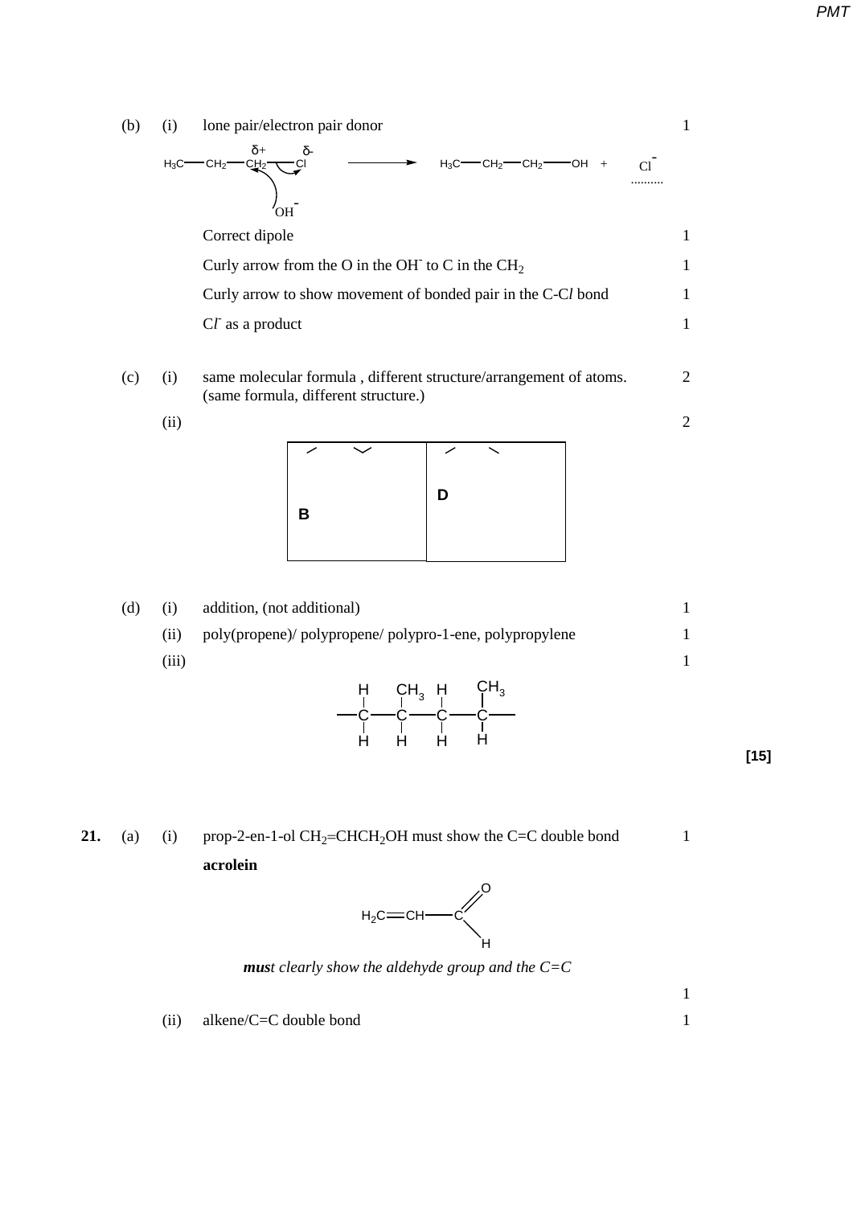(b) (i) lone pair/electron pair donor 1

$$H_3C-CH_2-\overset{\delta+}{CH_2}-\overset{\delta-}{Cl} \longrightarrow H_3C-CH_2-CH_2-OH + Cl^-$$

$OH^-$

Correct dipole 1

Curly arrow from the O in the $OH^-$ to C in the $CH_2$ 1

Curly arrow to show movement of bonded pair in the C-C*l* bond 1

C*l*$^-$ as a product 1

(c) (i) same molecular formula , different structure/arrangement of atoms. (same formula, different structure.) 2

(ii) 2

| B | D |
|---|---|
| | |

(d) (i) addition, (not additional) 1

(ii) poly(propene)/ polypropene/ polypro-1-ene, polypropylene 1

(iii) 1

$$-\overset{H}{\underset{H}{C}}-\overset{CH_3}{\underset{H}{C}}-\overset{H}{\underset{H}{C}}-\overset{CH_3}{\underset{H}{C}}-$$

**[15]**

**21.** (a) (i) prop-2-en-1-ol $CH_2$=$CHCH_2OH$ must show the C=C double bond 1

**acrolein**

$$H_2C=CH-C(=O)H$$

***mus**t clearly show the aldehyde group and the C=C*

1

(ii) alkene/C=C double bond 1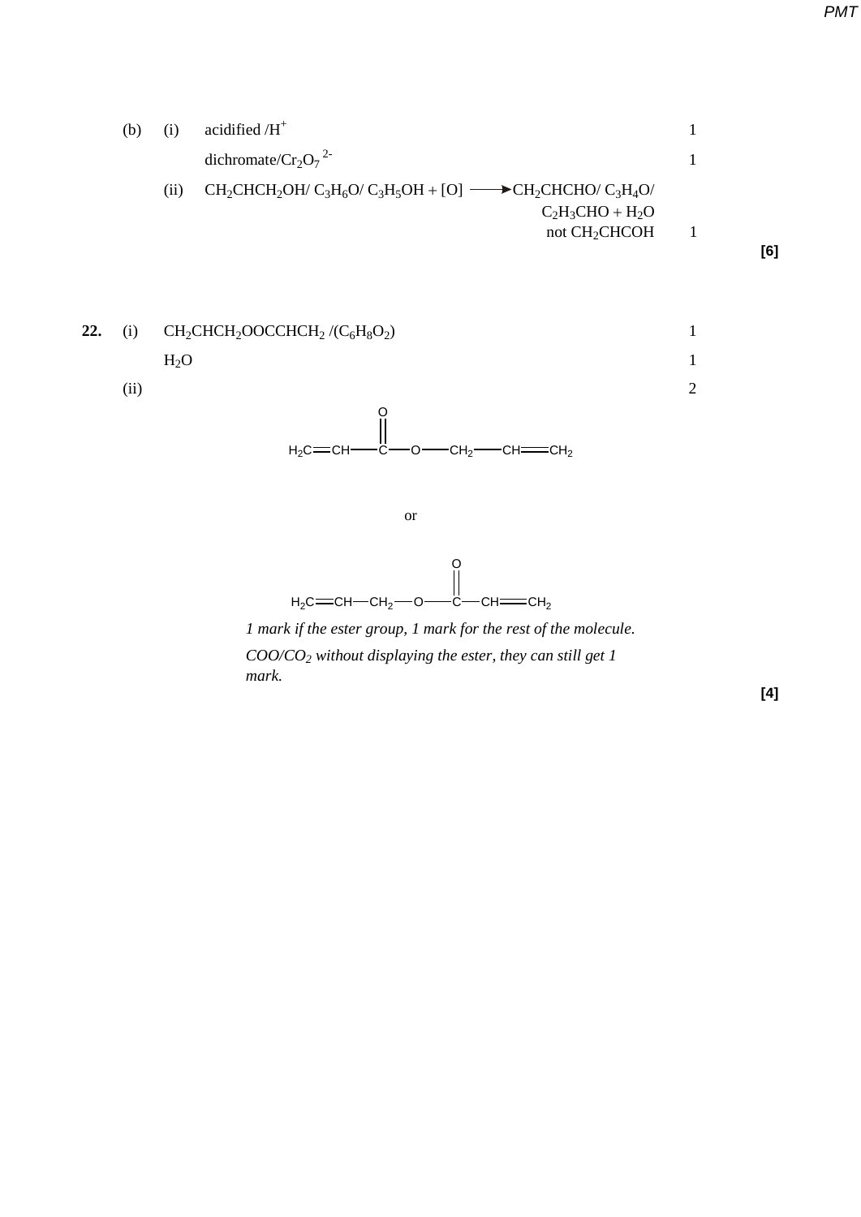(b) (i) acidified / $H^+$ 1

dichromate/ $Cr_2O_7^{2-}$ 1

(ii) $CH_2CHCH_2OH$/ $C_3H_6O$/ $C_3H_5OH + [O] \longrightarrow CH_2CHCHO$/ $C_3H_4O$/ $C_2H_3CHO + H_2O$

not $CH_2CHCOH$ 1

**[6]**

**22.** (i) $CH_2CHCH_2OOCCHCH_2$ /($C_6H_8O_2$) 1

$H_2O$ 1

(ii) 2

$H_2C{=}CH{-}C({=}O){-}O{-}CH_2{-}CH{=}CH_2$

or

$H_2C{=}CH{-}CH_2{-}O{-}C({=}O){-}CH{=}CH_2$

*1 mark if the ester group, 1 mark for the rest of the molecule.*

*COO/$CO_2$ without displaying the ester, they can still get 1 mark.*

**[4]**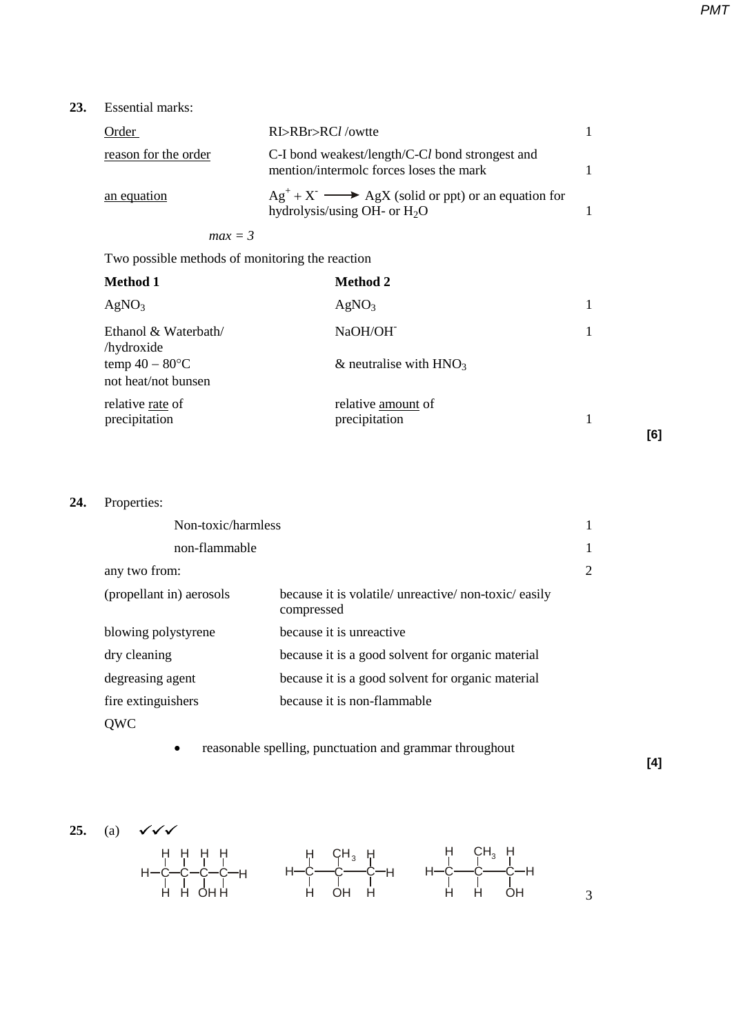**23.** Essential marks:

| | | |
|---|---|---|
| <u>Order</u> | RI>RBr>RC*l* /owtte | 1 |
| <u>reason for the order</u> | C-I bond weakest/length/C-C*l* bond strongest and mention/intermolc forces loses the mark | 1 |
| <u>an equation</u> | $Ag^+ + X^- \longrightarrow AgX$ (solid or ppt) or an equation for hydrolysis/using OH- or $H_2O$ | 1 |

*max = 3*

Two possible methods of monitoring the reaction

| **Method 1** | **Method 2** | |
|---|---|---|
| $AgNO_3$ | $AgNO_3$ | 1 |
| Ethanol & Waterbath/ /hydroxide temp 40 – 80°C not heat/not bunsen | NaOH/$OH^-$ & neutralise with $HNO_3$ | 1 |
| relative <u>rate</u> of precipitation | relative <u>amount</u> of precipitation | 1 |

**[6]**

**24.** Properties:

| | | |
|---|---|---|
| Non-toxic/harmless | | 1 |
| non-flammable | | 1 |
| any two from: | | 2 |
| (propellant in) aerosols | because it is volatile/ unreactive/ non-toxic/ easily compressed | |
| blowing polystyrene | because it is unreactive | |
| dry cleaning | because it is a good solvent for organic material | |
| degreasing agent | because it is a good solvent for organic material | |
| fire extinguishers | because it is non-flammable | |

QWC

- reasonable spelling, punctuation and grammar throughout

**[4]**

**25.** (a) ✓✓✓

Structures: $CH_3CH_2CH(OH)CH_3$ (H–C–C–C–C–H with OH on C3); $(CH_3)_3COH$ (H–C–C(CH$_3$)(OH)–C–H); $(CH_3)_2CHCH_2OH$ (H–C–C(CH$_3$)(H)–C(H)(OH)–H) — 3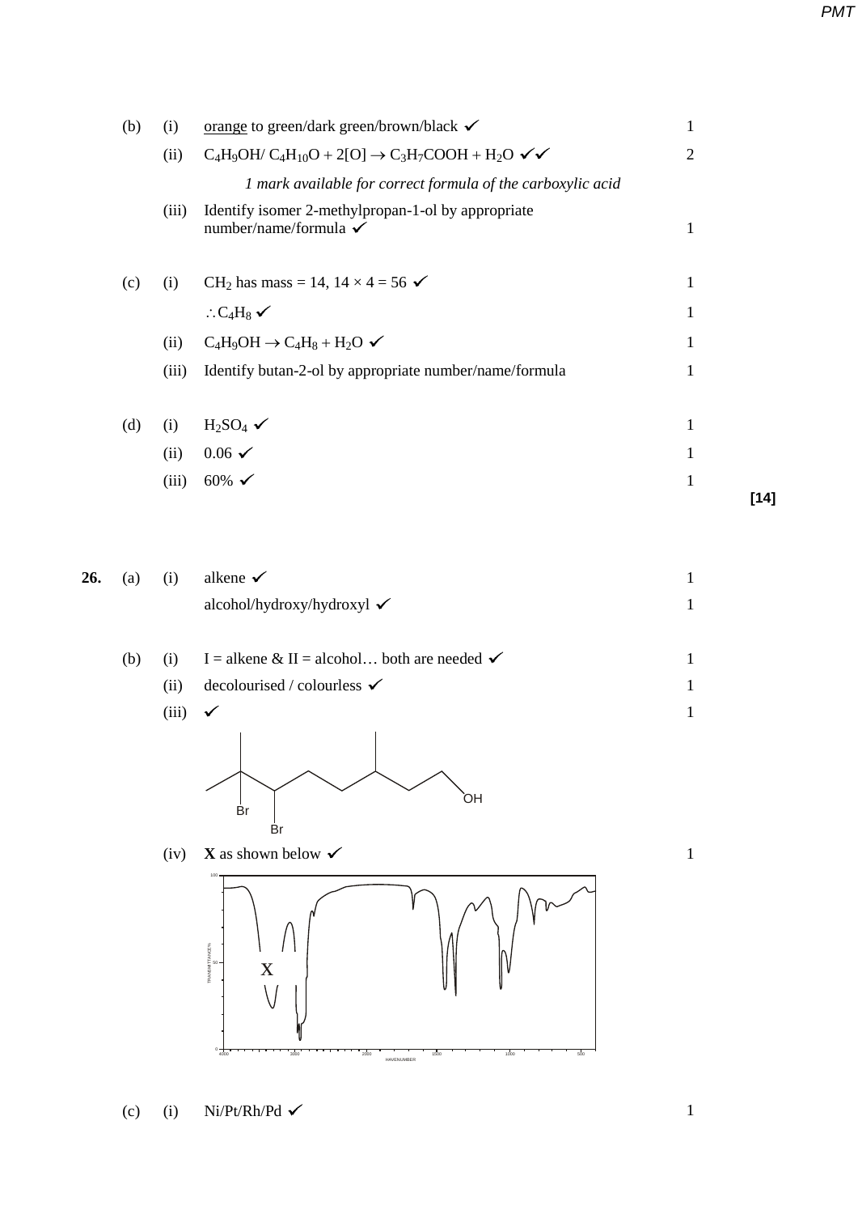| | | | | |
|---|---|---|---|---|
| (b) | (i) | orange to green/dark green/brown/black ✓ | 1 | |
| | (ii) | $C_4H_9OH$/ $C_4H_{10}O + 2[O] \rightarrow C_3H_7COOH + H_2O$ ✓✓ | 2 | |
| | | *1 mark available for correct formula of the carboxylic acid* | | |
| | (iii) | Identify isomer 2-methylpropan-1-ol by appropriate number/name/formula ✓ | 1 | |
| (c) | (i) | $CH_2$ has mass = 14, $14 \times 4 = 56$ ✓ | 1 | |
| | | $\therefore C_4H_8$ ✓ | 1 | |
| | (ii) | $C_4H_9OH \rightarrow C_4H_8 + H_2O$ ✓ | 1 | |
| | (iii) | Identify butan-2-ol by appropriate number/name/formula | 1 | |
| (d) | (i) | $H_2SO_4$ ✓ | 1 | |
| | (ii) | 0.06 ✓ | 1 | |
| | (iii) | 60% ✓ | 1 | **[14]** |

**26.**

| | | | |
|---|---|---|---|
| (a) | (i) | alkene ✓ | 1 |
| | | alcohol/hydroxy/hydroxyl ✓ | 1 |
| (b) | (i) | I = alkene & II = alcohol… both are needed ✓ | 1 |
| | (ii) | decolourised / colourless ✓ | 1 |
| | (iii) | ✓ | 1 |

(iv) **X** as shown below ✓ — 1

| | | | |
|---|---|---|---|
| (c) | (i) | Ni/Pt/Rh/Pd ✓ | 1 |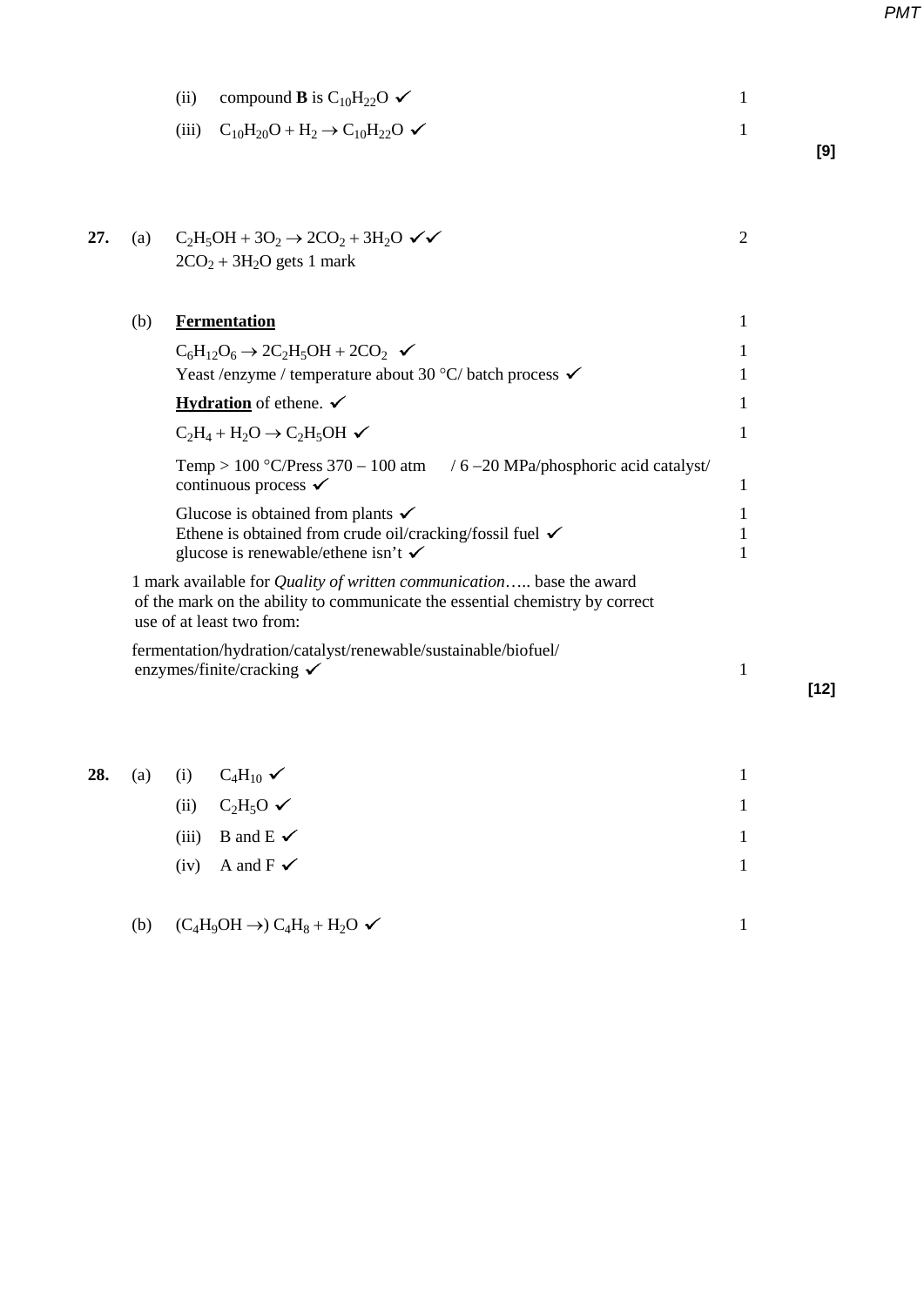(ii) compound **B** is $C_{10}H_{22}O$ ✓ 1

(iii) $C_{10}H_{20}O + H_2 \rightarrow C_{10}H_{22}O$ ✓ 1

**[9]**

**27.** (a) $C_2H_5OH + 3O_2 \rightarrow 2CO_2 + 3H_2O$ ✓✓ 2

$2CO_2 + 3H_2O$ gets 1 mark

(b) **<u>Fermentation</u>** 1

$C_6H_{12}O_6 \rightarrow 2C_2H_5OH + 2CO_2$ ✓ 1

Yeast /enzyme / temperature about 30 °C/ batch process ✓ 1

**<u>Hydration</u>** of ethene. ✓ 1

$C_2H_4 + H_2O \rightarrow C_2H_5OH$ ✓ 1

Temp > 100 °C/Press 370 – 100 atm / 6 –20 MPa/phosphoric acid catalyst/ continuous process ✓ 1

Glucose is obtained from plants ✓ 1

Ethene is obtained from crude oil/cracking/fossil fuel ✓ 1

glucose is renewable/ethene isn't ✓ 1

1 mark available for *Quality of written communication*….. base the award of the mark on the ability to communicate the essential chemistry by correct use of at least two from:

fermentation/hydration/catalyst/renewable/sustainable/biofuel/ enzymes/finite/cracking ✓ 1

**[12]**

**28.** (a) (i) $C_4H_{10}$ ✓ 1

(ii) $C_2H_5O$ ✓ 1

(iii) B and E ✓ 1

(iv) A and F ✓ 1

(b) $(C_4H_9OH \rightarrow)\ C_4H_8 + H_2O$ ✓ 1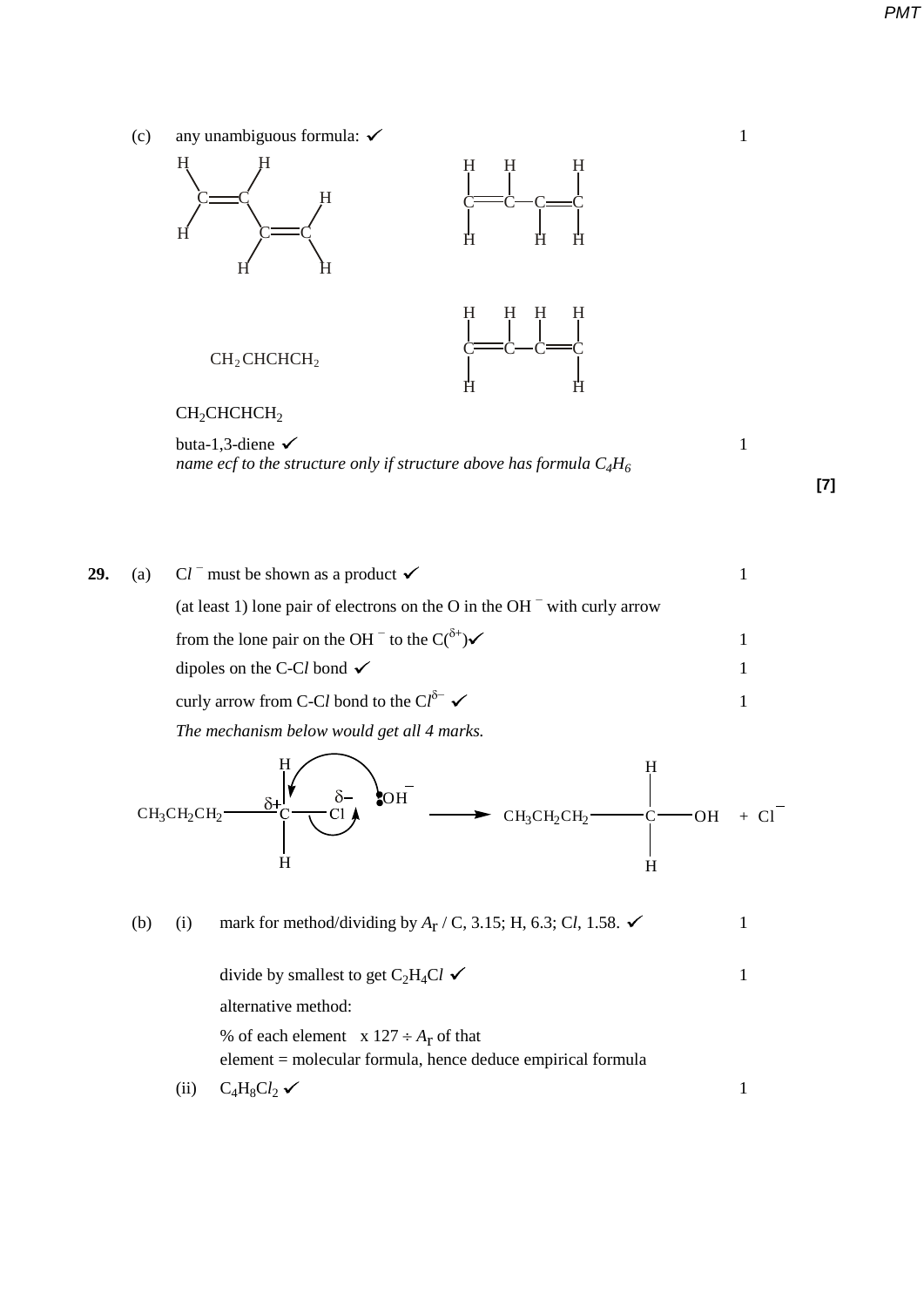(c) any unambiguous formula: ✓ 1

$CH_2CHCHCH_2$

$CH_2CHCHCH_2$

buta-1,3-diene ✓ 1

*name ecf to the structure only if structure above has formula $C_4H_6$*

**[7]**

**29.** (a) $Cl^-$ must be shown as a product ✓ 1

(at least 1) lone pair of electrons on the O in the $OH^-$ with curly arrow from the lone pair on the $OH^-$ to the $C(^{\delta+})$ ✓ 1

dipoles on the C-C*l* bond ✓ 1

curly arrow from C-C*l* bond to the $Cl^{\delta-}$ ✓ 1

*The mechanism below would get all 4 marks.*

$$CH_3CH_2CH_2CH_2^{\delta+}\text{—}Cl^{\delta-} + {:}OH^- \longrightarrow CH_3CH_2CH_2CH_2OH + Cl^-$$

(b) (i) mark for method/dividing by $A_r$ / C, 3.15; H, 6.3; C*l*, 1.58. ✓ 1

divide by smallest to get $C_2H_4Cl$ ✓ 1

alternative method:

% of each element x 127 ÷ $A_r$ of that element = molecular formula, hence deduce empirical formula

(ii) $C_4H_8Cl_2$ ✓ 1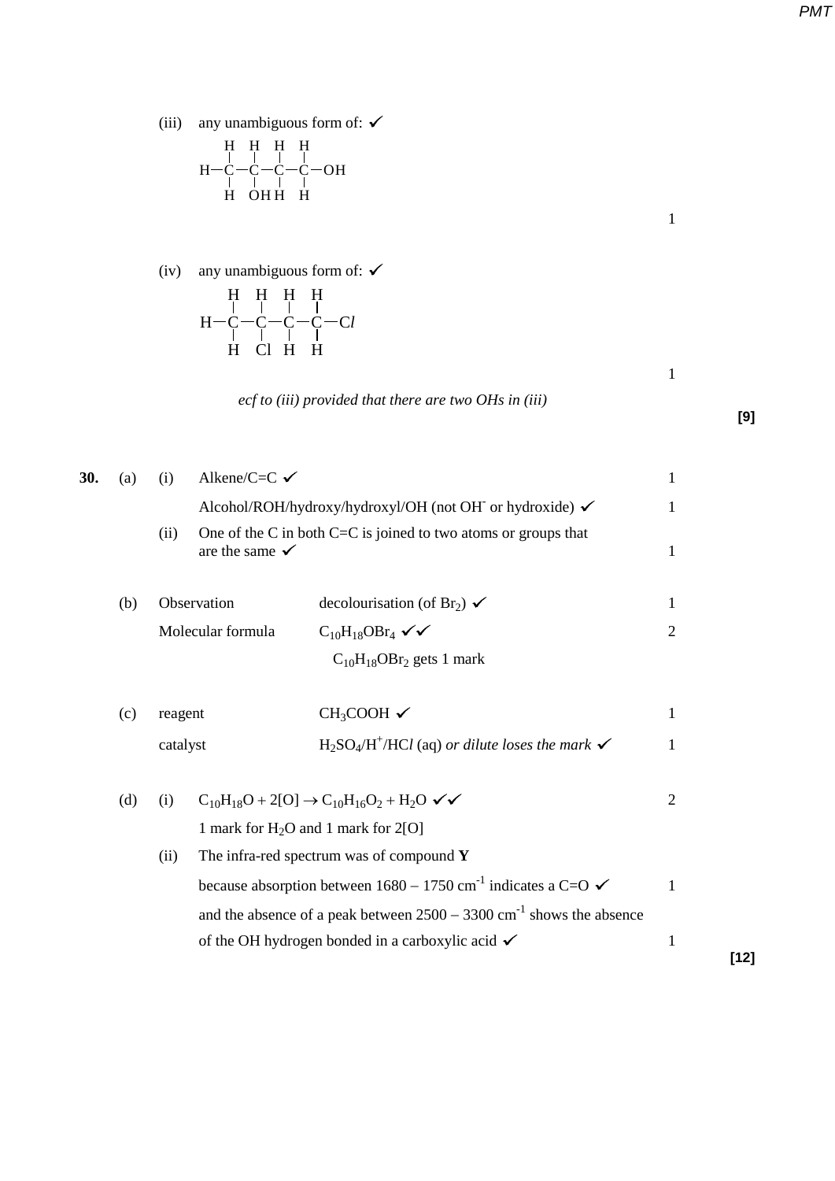(iii) any unambiguous form of: ✓

```
     H   H   H   H
     |   |   |   |
H—C—C—C—C—OH
     |   |   |   |
     H  OH  H   H
```

1

(iv) any unambiguous form of: ✓

```
     H   H   H   H
     |   |   |   |
H—C—C—C—C—Cl
     |   |   |   |
     H  Cl   H   H
```

1

*ecf to (iii) provided that there are two OHs in (iii)*

**[9]**

**30.** (a) (i) Alkene/C=C ✓ 1

Alcohol/ROH/hydroxy/hydroxyl/OH (not $OH^-$ or hydroxide) ✓ 1

(ii) One of the C in both C=C is joined to two atoms or groups that are the same ✓ 1

(b) Observation: decolourisation (of $Br_2$) ✓ 1

Molecular formula: $C_{10}H_{18}OBr_4$ ✓✓ 2

$C_{10}H_{18}OBr_2$ gets 1 mark

(c) reagent: $CH_3COOH$ ✓ 1

catalyst: $H_2SO_4/H^+/HCl$ (aq) *or dilute loses the mark* ✓ 1

(d) (i) $C_{10}H_{18}O + 2[O] \rightarrow C_{10}H_{16}O_2 + H_2O$ ✓✓ 2

1 mark for $H_2O$ and 1 mark for 2[O]

(ii) The infra-red spectrum was of compound **Y**

because absorption between 1680 – 1750 $cm^{-1}$ indicates a C=O ✓ 1

and the absence of a peak between 2500 – 3300 $cm^{-1}$ shows the absence of the OH hydrogen bonded in a carboxylic acid ✓ 1

**[12]**